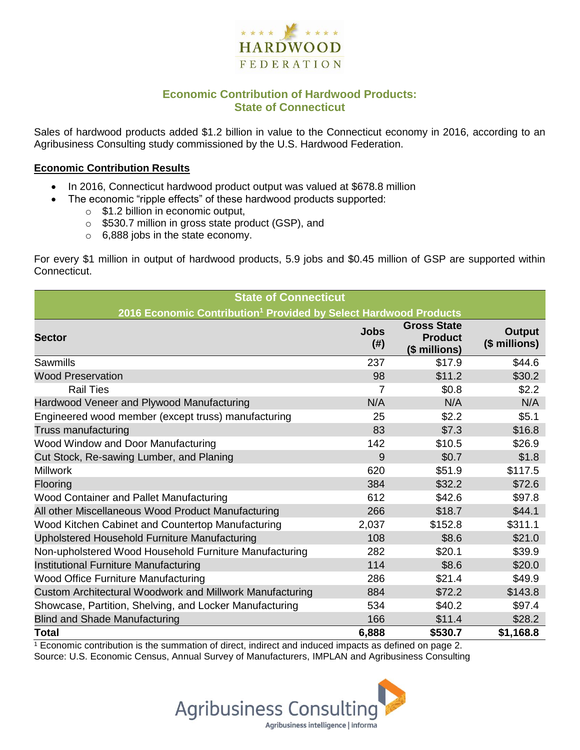HARDWOOD FEDERATION

# Economic Contribution of Hardwood Products: State of Connecticut

Sales of hardwood products added $1.2 billion in value to the Connecticut economy in 2016, according to an Agribusiness Consulting study commissioned by the U.S. Hardwood Federation.

## Economic Contribution Results

- In 2016, Connecticut hardwood product output was valued at $678.8 million
- The economic "ripple effects" of these hardwood products supported:
  - $1.2 billion in economic output,
  - $530.7 million in gross state product (GSP), and
  - 6,888 jobs in the state economy.

For every $1 million in output of hardwood products, 5.9 jobs and $0.45 million of GSP are supported within Connecticut.

**State of Connecticut**
**2016 Economic Contribution[1] Provided by Select Hardwood Products**

| Sector | Jobs (#) | Gross State Product ($ millions) | Output ($ millions) |
|---|---|---|---|
| Sawmills | 237 | $17.9 | $44.6 |
| Wood Preservation | 98 | $11.2 | $30.2 |
| Rail Ties | 7 | $0.8 | $2.2 |
| Hardwood Veneer and Plywood Manufacturing | N/A | N/A | N/A |
| Engineered wood member (except truss) manufacturing | 25 | $2.2 | $5.1 |
| Truss manufacturing | 83 | $7.3 | $16.8 |
| Wood Window and Door Manufacturing | 142 | $10.5 | $26.9 |
| Cut Stock, Re-sawing Lumber, and Planing | 9 | $0.7 | $1.8 |
| Millwork | 620 | $51.9 | $117.5 |
| Flooring | 384 | $32.2 | $72.6 |
| Wood Container and Pallet Manufacturing | 612 | $42.6 | $97.8 |
| All other Miscellaneous Wood Product Manufacturing | 266 | $18.7 | $44.1 |
| Wood Kitchen Cabinet and Countertop Manufacturing | 2,037 | $152.8 | $311.1 |
| Upholstered Household Furniture Manufacturing | 108 | $8.6 | $21.0 |
| Non-upholstered Wood Household Furniture Manufacturing | 282 | $20.1 | $39.9 |
| Institutional Furniture Manufacturing | 114 | $8.6 | $20.0 |
| Wood Office Furniture Manufacturing | 286 | $21.4 | $49.9 |
| Custom Architectural Woodwork and Millwork Manufacturing | 884 | $72.2 | $143.8 |
| Showcase, Partition, Shelving, and Locker Manufacturing | 534 | $40.2 | $97.4 |
| Blind and Shade Manufacturing | 166 | $11.4 | $28.2 |
| **Total** | **6,888** | **$530.7** | **$1,168.8** |

[1] Economic contribution is the summation of direct, indirect and induced impacts as defined on page 2.
Source: U.S. Economic Census, Annual Survey of Manufacturers, IMPLAN and Agribusiness Consulting

Agribusiness Consulting
Agribusiness intelligence | informa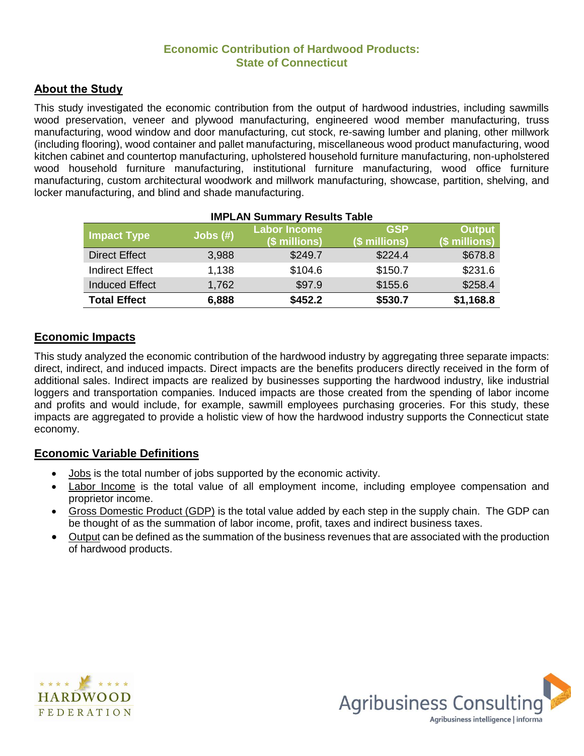## Economic Contribution of Hardwood Products: State of Connecticut

## About the Study

This study investigated the economic contribution from the output of hardwood industries, including sawmills wood preservation, veneer and plywood manufacturing, engineered wood member manufacturing, truss manufacturing, wood window and door manufacturing, cut stock, re-sawing lumber and planing, other millwork (including flooring), wood container and pallet manufacturing, miscellaneous wood product manufacturing, wood kitchen cabinet and countertop manufacturing, upholstered household furniture manufacturing, non-upholstered wood household furniture manufacturing, institutional furniture manufacturing, wood office furniture manufacturing, custom architectural woodwork and millwork manufacturing, showcase, partition, shelving, and locker manufacturing, and blind and shade manufacturing.

**IMPLAN Summary Results Table**

| Impact Type | Jobs (#) | Labor Income ($ millions) | GSP ($ millions) | Output ($ millions) |
|---|---|---|---|---|
| Direct Effect | 3,988 | $249.7 | $224.4 | $678.8 |
| Indirect Effect | 1,138 | $104.6 | $150.7 | $231.6 |
| Induced Effect | 1,762 | $97.9 | $155.6 | $258.4 |
| **Total Effect** | **6,888** | **$452.2** | **$530.7** | **$1,168.8** |

## Economic Impacts

This study analyzed the economic contribution of the hardwood industry by aggregating three separate impacts: direct, indirect, and induced impacts. Direct impacts are the benefits producers directly received in the form of additional sales. Indirect impacts are realized by businesses supporting the hardwood industry, like industrial loggers and transportation companies. Induced impacts are those created from the spending of labor income and profits and would include, for example, sawmill employees purchasing groceries. For this study, these impacts are aggregated to provide a holistic view of how the hardwood industry supports the Connecticut state economy.

## Economic Variable Definitions

- Jobs is the total number of jobs supported by the economic activity.
- Labor Income is the total value of all employment income, including employee compensation and proprietor income.
- Gross Domestic Product (GDP) is the total value added by each step in the supply chain. The GDP can be thought of as the summation of labor income, profit, taxes and indirect business taxes.
- Output can be defined as the summation of the business revenues that are associated with the production of hardwood products.

HARDWOOD FEDERATION

Agribusiness Consulting
Agribusiness intelligence | informa